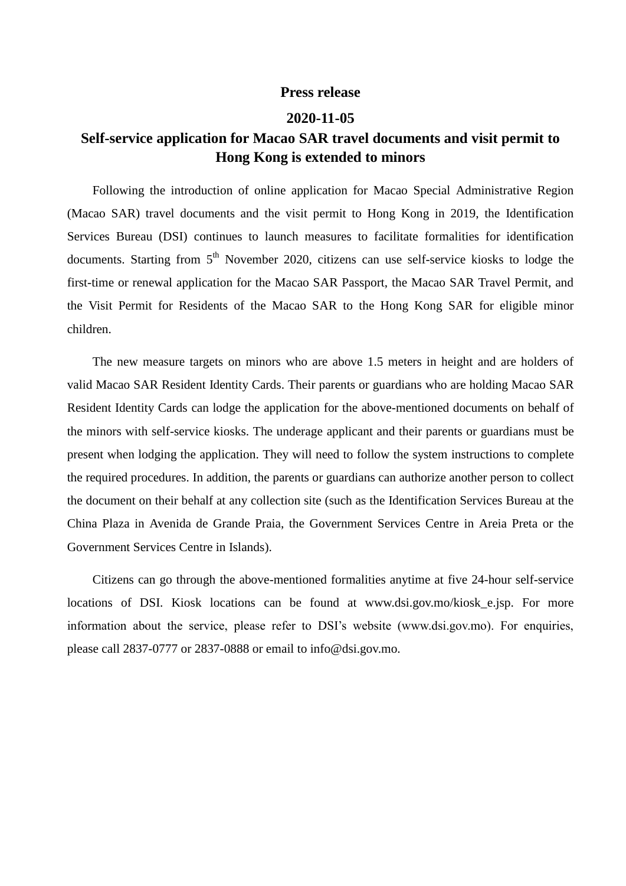**Press release**

**2020-11-05**

# Self-service application for Macao SAR travel documents and visit permit to Hong Kong is extended to minors

Following the introduction of online application for Macao Special Administrative Region (Macao SAR) travel documents and the visit permit to Hong Kong in 2019, the Identification Services Bureau (DSI) continues to launch measures to facilitate formalities for identification documents. Starting from 5th November 2020, citizens can use self-service kiosks to lodge the first-time or renewal application for the Macao SAR Passport, the Macao SAR Travel Permit, and the Visit Permit for Residents of the Macao SAR to the Hong Kong SAR for eligible minor children.

The new measure targets on minors who are above 1.5 meters in height and are holders of valid Macao SAR Resident Identity Cards. Their parents or guardians who are holding Macao SAR Resident Identity Cards can lodge the application for the above-mentioned documents on behalf of the minors with self-service kiosks. The underage applicant and their parents or guardians must be present when lodging the application. They will need to follow the system instructions to complete the required procedures. In addition, the parents or guardians can authorize another person to collect the document on their behalf at any collection site (such as the Identification Services Bureau at the China Plaza in Avenida de Grande Praia, the Government Services Centre in Areia Preta or the Government Services Centre in Islands).

Citizens can go through the above-mentioned formalities anytime at five 24-hour self-service locations of DSI. Kiosk locations can be found at www.dsi.gov.mo/kiosk_e.jsp. For more information about the service, please refer to DSI's website (www.dsi.gov.mo). For enquiries, please call 2837-0777 or 2837-0888 or email to info@dsi.gov.mo.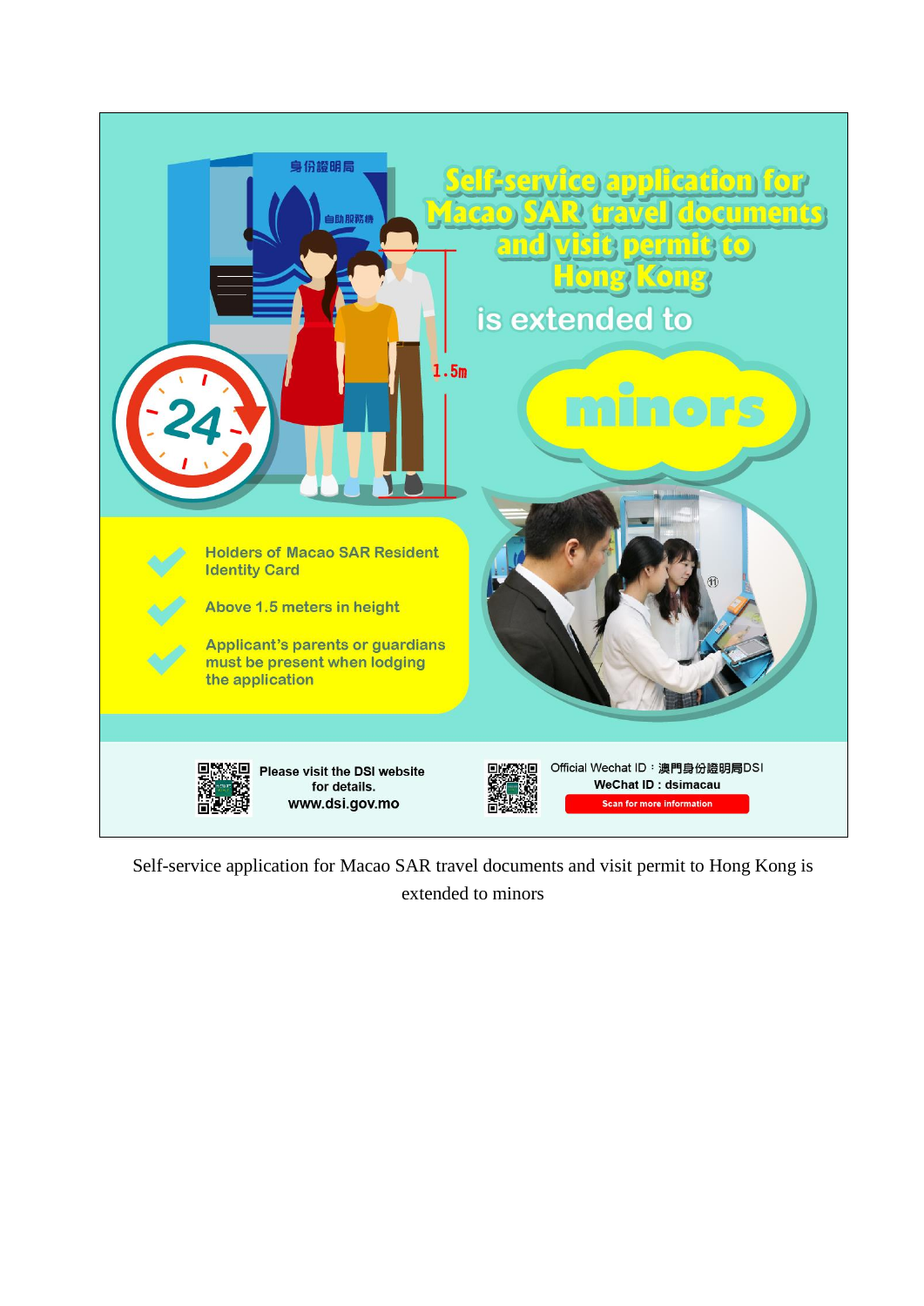# Self-service application for Macao SAR travel documents and visit permit to Hong Kong

is extended to

**minors**

1.5m

24

- Holders of Macao SAR Resident Identity Card
- Above 1.5 meters in height
- Applicant's parents or guardians must be present when lodging the application

Please visit the DSI website for details.
www.dsi.gov.mo

Official Wechat ID：澳門身份證明局DSI
WeChat ID : dsimacau
Scan for more information

Self-service application for Macao SAR travel documents and visit permit to Hong Kong is extended to minors